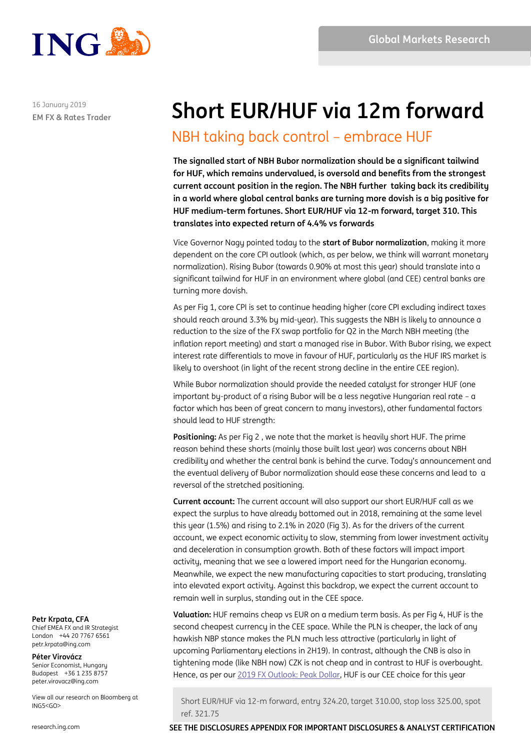16 January 2019

EM FX & Rates Trader

# Short EUR/HUF via 12m forward

## NBH taking back control – embrace HUF

**The signalled start of NBH Bubor normalization should be a significant tailwind for HUF, which remains undervalued, is oversold and benefits from the strongest current account position in the region. The NBH further taking back its credibility in a world where global central banks are turning more dovish is a big positive for HUF medium-term fortunes. Short EUR/HUF via 12-m forward, target 310. This translates into expected return of 4.4% vs forwards**

Vice Governor Nagy pointed today to the **start of Bubor normalization**, making it more dependent on the core CPI outlook (which, as per below, we think will warrant monetary normalization). Rising Bubor (towards 0.90% at most this year) should translate into a significant tailwind for HUF in an environment where global (and CEE) central banks are turning more dovish.

As per Fig 1, core CPI is set to continue heading higher (core CPI excluding indirect taxes should reach around 3.3% by mid-year). This suggests the NBH is likely to announce a reduction to the size of the FX swap portfolio for Q2 in the March NBH meeting (the inflation report meeting) and start a managed rise in Bubor. With Bubor rising, we expect interest rate differentials to move in favour of HUF, particularly as the HUF IRS market is likely to overshoot (in light of the recent strong decline in the entire CEE region).

While Bubor normalization should provide the needed catalyst for stronger HUF (one important by-product of a rising Bubor will be a less negative Hungarian real rate – a factor which has been of great concern to many investors), other fundamental factors should lead to HUF strength:

**Positioning:** As per Fig 2 , we note that the market is heavily short HUF. The prime reason behind these shorts (mainly those built last year) was concerns about NBH credibility and whether the central bank is behind the curve. Today's announcement and the eventual delivery of Bubor normalization should ease these concerns and lead to a reversal of the stretched positioning.

**Current account:** The current account will also support our short EUR/HUF call as we expect the surplus to have already bottomed out in 2018, remaining at the same level this year (1.5%) and rising to 2.1% in 2020 (Fig 3). As for the drivers of the current account, we expect economic activity to slow, stemming from lower investment activity and deceleration in consumption growth. Both of these factors will impact import activity, meaning that we see a lowered import need for the Hungarian economy. Meanwhile, we expect the new manufacturing capacities to start producing, translating into elevated export activity. Against this backdrop, we expect the current account to remain well in surplus, standing out in the CEE space.

**Valuation:** HUF remains cheap vs EUR on a medium term basis. As per Fig 4, HUF is the second cheapest currency in the CEE space. While the PLN is cheaper, the lack of any hawkish NBP stance makes the PLN much less attractive (particularly in light of upcoming Parliamentary elections in 2H19). In contrast, although the CNB is also in tightening mode (like NBH now) CZK is not cheap and in contrast to HUF is overbought. Hence, as per our [2019 FX Outlook: Peak Dollar](), HUF is our CEE choice for this year

Short EUR/HUF via 12-m forward, entry 324.20, target 310.00, stop loss 325.00, spot ref. 321.75

**Petr Krpata, CFA**
Chief EMEA FX and IR Strategist
London +44 20 7767 6561
petr.krpata@ing.com

**Péter Virovácz**
Senior Economist, Hungary
Budapest +36 1 235 8757
peter.virovacz@ing.com

View all our research on Bloomberg at ING5<GO>

**SEE THE DISCLOSURES APPENDIX FOR IMPORTANT DISCLOSURES & ANALYST CERTIFICATION**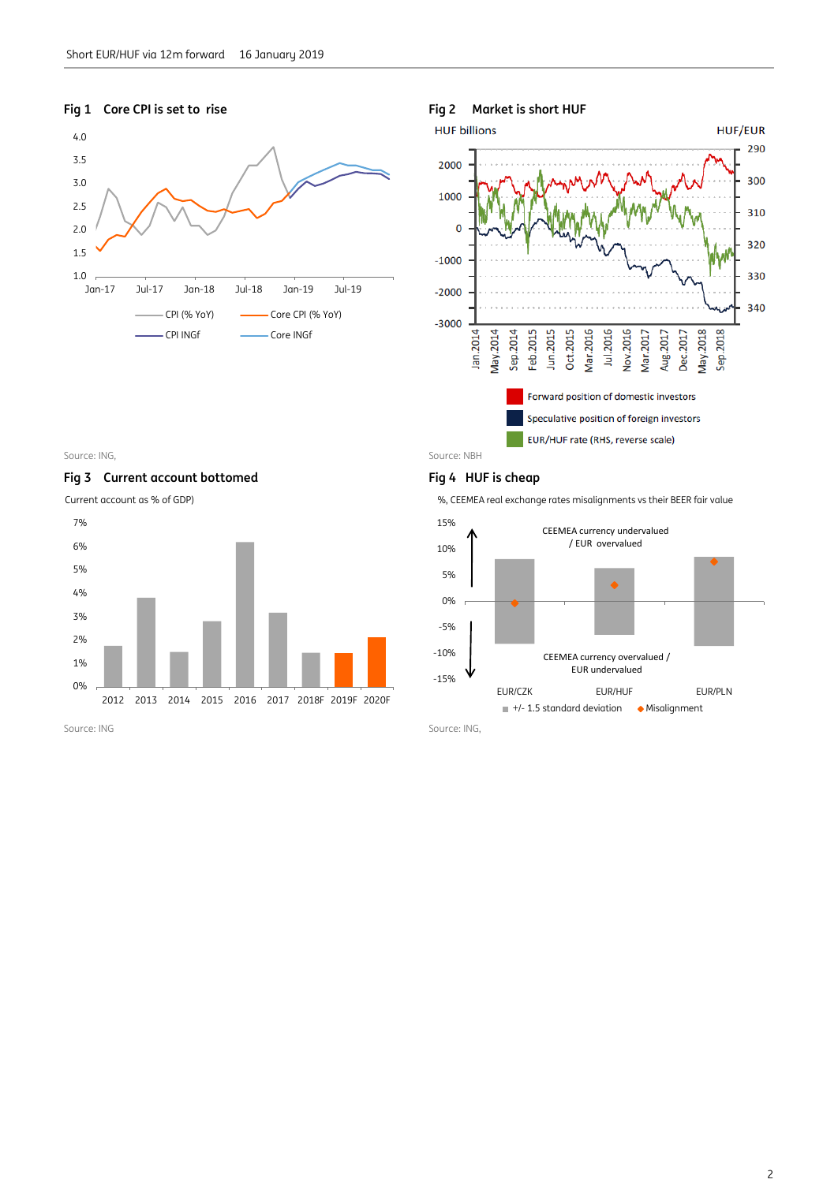### Fig 1 Core CPI is set to rise

CPI (% YoY) | Core CPI (% YoY) | CPI INGf | Core INGf

Source: ING,

### Fig 2 Market is short HUF

HUF billions | HUF/EUR

Forward position of domestic investors | Speculative position of foreign investors | EUR/HUF rate (RHS, reverse scale)

Source: NBH

### Fig 3 Current account bottomed

Current account as % of GDP)

Source: ING

### Fig 4 HUF is cheap

%, CEEMEA real exchange rates misalignments vs their BEER fair value

CEEMEA currency undervalued / EUR overvalued

CEEMEA currency overvalued / EUR undervalued

+/- 1.5 standard deviation | Misalignment

Source: ING,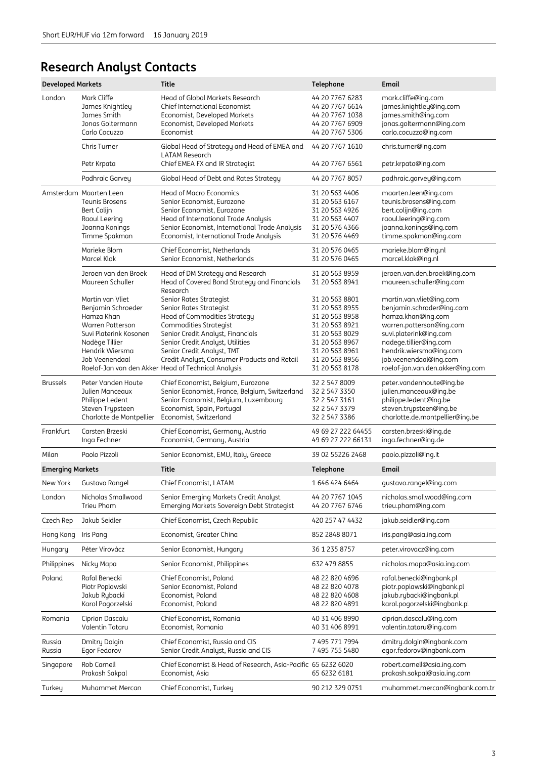# Research Analyst Contacts

| Developed Markets | | Title | Telephone | Email |
|---|---|---|---|---|
| London | Mark Cliffe | Head of Global Markets Research | 44 20 7767 6283 | mark.cliffe@ing.com |
| | James Knightley | Chief International Economist | 44 20 7767 6614 | james.knightley@ing.com |
| | James Smith | Economist, Developed Markets | 44 20 7767 1038 | james.smith@ing.com |
| | Jonas Goltermann | Economist, Developed Markets | 44 20 7767 6909 | jonas.goltermann@ing.com |
| | Carlo Cocuzzo | Economist | 44 20 7767 5306 | carlo.cocuzzo@ing.com |
| | Chris Turner | Global Head of Strategy and Head of EMEA and LATAM Research | 44 20 7767 1610 | chris.turner@ing.com |
| | Petr Krpata | Chief EMEA FX and IR Strategist | 44 20 7767 6561 | petr.krpata@ing.com |
| | Padhraic Garvey | Global Head of Debt and Rates Strategy | 44 20 7767 8057 | padhraic.garvey@ing.com |
| Amsterdam | Maarten Leen | Head of Macro Economics | 31 20 563 4406 | maarten.leen@ing.com |
| | Teunis Brosens | Senior Economist, Eurozone | 31 20 563 6167 | teunis.brosens@ing.com |
| | Bert Colijn | Senior Economist, Eurozone | 31 20 563 4926 | bert.colijn@ing.com |
| | Raoul Leering | Head of International Trade Analysis | 31 20 563 4407 | raoul.leering@ing.com |
| | Joanna Konings | Senior Economist, International Trade Analysis | 31 20 576 4366 | joanna.konings@ing.com |
| | Timme Spakman | Economist, International Trade Analysis | 31 20 576 4469 | timme.spakman@ing.com |
| | Marieke Blom | Chief Economist, Netherlands | 31 20 576 0465 | marieke.blom@ing.nl |
| | Marcel Klok | Senior Economist, Netherlands | 31 20 576 0465 | marcel.klok@ing.nl |
| | Jeroen van den Broek | Head of DM Strategy and Research | 31 20 563 8959 | jeroen.van.den.broek@ing.com |
| | Maureen Schuller | Head of Covered Bond Strategy and Financials Research | 31 20 563 8941 | maureen.schuller@ing.com |
| | Martin van Vliet | Senior Rates Strategist | 31 20 563 8801 | martin.van.vliet@ing.com |
| | Benjamin Schroeder | Senior Rates Strategist | 31 20 563 8955 | benjamin.schroder@ing.com |
| | Hamza Khan | Head of Commodities Strategy | 31 20 563 8958 | hamza.khan@ing.com |
| | Warren Patterson | Commodities Strategist | 31 20 563 8921 | warren.patterson@ing.com |
| | Suvi Platerink Kosonen | Senior Credit Analyst, Financials | 31 20 563 8029 | suvi.platerink@ing.com |
| | Nadège Tillier | Senior Credit Analyst, Utilities | 31 20 563 8967 | nadege.tillier@ing.com |
| | Hendrik Wiersma | Senior Credit Analyst, TMT | 31 20 563 8961 | hendrik.wiersma@ing.com |
| | Job Veenendaal | Credit Analyst, Consumer Products and Retail | 31 20 563 8956 | job.veenendaal@ing.com |
| | Roelof-Jan van den Akker | Head of Technical Analysis | 31 20 563 8178 | roelof-jan.van.den.akker@ing.com |
| Brussels | Peter Vanden Houte | Chief Economist, Belgium, Eurozone | 32 2 547 8009 | peter.vandenhoute@ing.be |
| | Julien Manceaux | Senior Economist, France, Belgium, Switzerland | 32 2 547 3350 | julien.manceaux@ing.be |
| | Philippe Ledent | Senior Economist, Belgium, Luxembourg | 32 2 547 3161 | philippe.ledent@ing.be |
| | Steven Trypsteen | Economist, Spain, Portugal | 32 2 547 3379 | steven.trypsteen@ing.be |
| | Charlotte de Montpellier | Economist, Switzerland | 32 2 547 3386 | charlotte.de.montpellier@ing.be |
| Frankfurt | Carsten Brzeski | Chief Economist, Germany, Austria | 49 69 27 222 64455 | carsten.brzeski@ing.de |
| | Inga Fechner | Economist, Germany, Austria | 49 69 27 222 66131 | inga.fechner@ing.de |
| Milan | Paolo Pizzoli | Senior Economist, EMU, Italy, Greece | 39 02 55226 2468 | paolo.pizzoli@ing.it |

| Emerging Markets | | Title | Telephone | Email |
|---|---|---|---|---|
| New York | Gustavo Rangel | Chief Economist, LATAM | 1 646 424 6464 | gustavo.rangel@ing.com |
| London | Nicholas Smallwood | Senior Emerging Markets Credit Analyst | 44 20 7767 1045 | nicholas.smallwood@ing.com |
| | Trieu Pham | Emerging Markets Sovereign Debt Strategist | 44 20 7767 6746 | trieu.pham@ing.com |
| Czech Rep | Jakub Seidler | Chief Economist, Czech Republic | 420 257 47 4432 | jakub.seidler@ing.com |
| Hong Kong | Iris Pang | Economist, Greater China | 852 2848 8071 | iris.pang@asia.ing.com |
| Hungary | Péter Virovácz | Senior Economist, Hungary | 36 1 235 8757 | peter.virovacz@ing.com |
| Philippines | Nicky Mapa | Senior Economist, Philippines | 632 479 8855 | nicholas.mapa@asia.ing.com |
| Poland | Rafal Benecki | Chief Economist, Poland | 48 22 820 4696 | rafal.benecki@ingbank.pl |
| | Piotr Poplawski | Senior Economist, Poland | 48 22 820 4078 | piotr.poplawski@ingbank.pl |
| | Jakub Rybacki | Economist, Poland | 48 22 820 4608 | jakub.rybacki@ingbank.pl |
| | Karol Pogorzelski | Economist, Poland | 48 22 820 4891 | karol.pogorzelski@ingbank.pl |
| Romania | Ciprian Dascalu | Chief Economist, Romania | 40 31 406 8990 | ciprian.dascalu@ing.com |
| | Valentin Tataru | Economist, Romania | 40 31 406 8991 | valentin.tataru@ing.com |
| Russia | Dmitry Dolgin | Chief Economist, Russia and CIS | 7 495 771 7994 | dmitry.dolgin@ingbank.com |
| Russia | Egor Fedorov | Senior Credit Analyst, Russia and CIS | 7 495 755 5480 | egor.fedorov@ingbank.com |
| Singapore | Rob Carnell | Chief Economist & Head of Research, Asia-Pacific | 65 6232 6020 | robert.carnell@asia.ing.com |
| | Prakash Sakpal | Economist, Asia | 65 6232 6181 | prakash.sakpal@asia.ing.com |
| Turkey | Muhammet Mercan | Chief Economist, Turkey | 90 212 329 0751 | muhammet.mercan@ingbank.com.tr |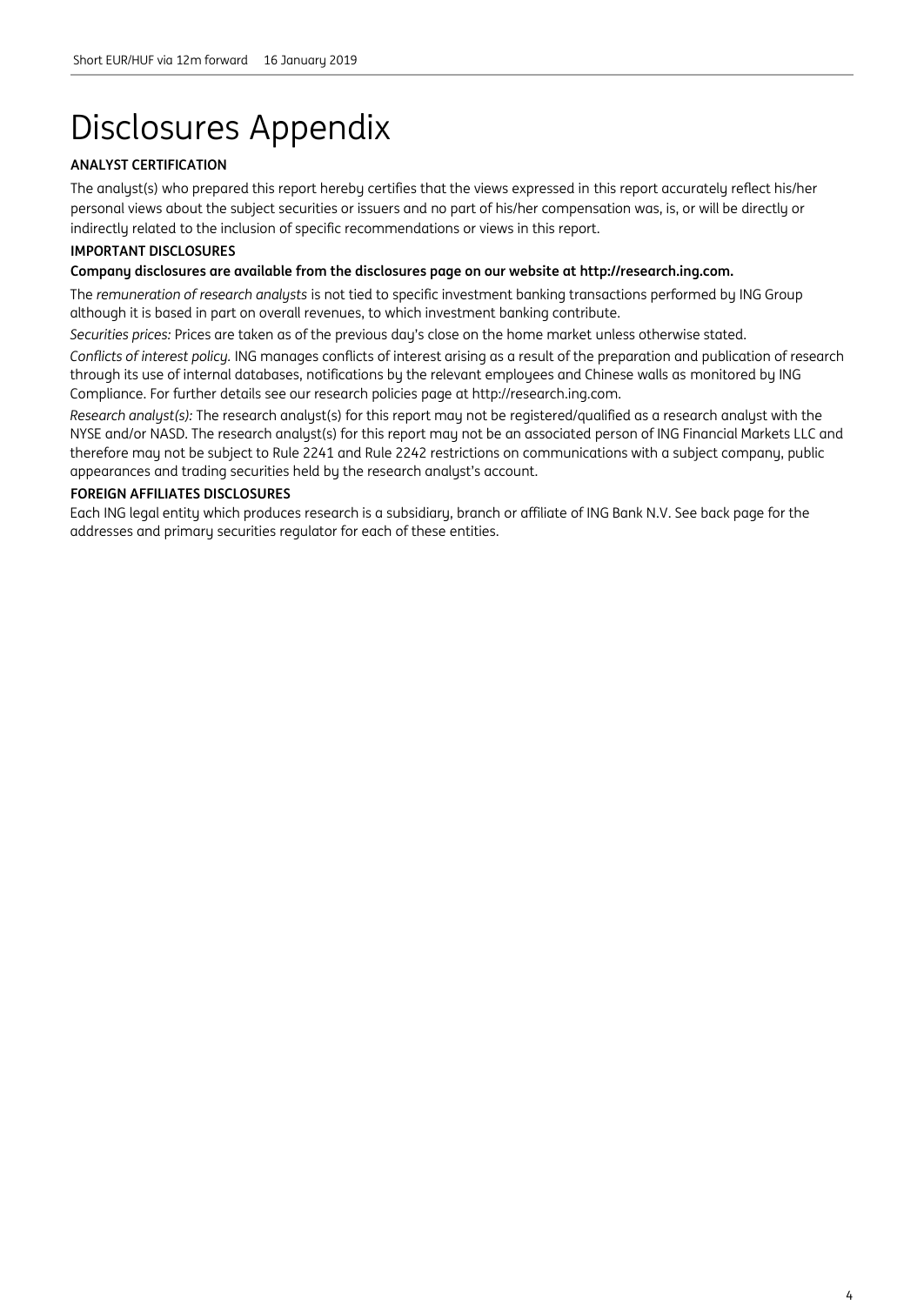# Disclosures Appendix

**ANALYST CERTIFICATION**

The analyst(s) who prepared this report hereby certifies that the views expressed in this report accurately reflect his/her personal views about the subject securities or issuers and no part of his/her compensation was, is, or will be directly or indirectly related to the inclusion of specific recommendations or views in this report.

**IMPORTANT DISCLOSURES**

**Company disclosures are available from the disclosures page on our website at http://research.ing.com.**

The *remuneration of research analysts* is not tied to specific investment banking transactions performed by ING Group although it is based in part on overall revenues, to which investment banking contribute.

*Securities prices:* Prices are taken as of the previous day's close on the home market unless otherwise stated.

*Conflicts of interest policy.* ING manages conflicts of interest arising as a result of the preparation and publication of research through its use of internal databases, notifications by the relevant employees and Chinese walls as monitored by ING Compliance. For further details see our research policies page at http://research.ing.com.

*Research analyst(s):* The research analyst(s) for this report may not be registered/qualified as a research analyst with the NYSE and/or NASD. The research analyst(s) for this report may not be an associated person of ING Financial Markets LLC and therefore may not be subject to Rule 2241 and Rule 2242 restrictions on communications with a subject company, public appearances and trading securities held by the research analyst's account.

**FOREIGN AFFILIATES DISCLOSURES**

Each ING legal entity which produces research is a subsidiary, branch or affiliate of ING Bank N.V. See back page for the addresses and primary securities regulator for each of these entities.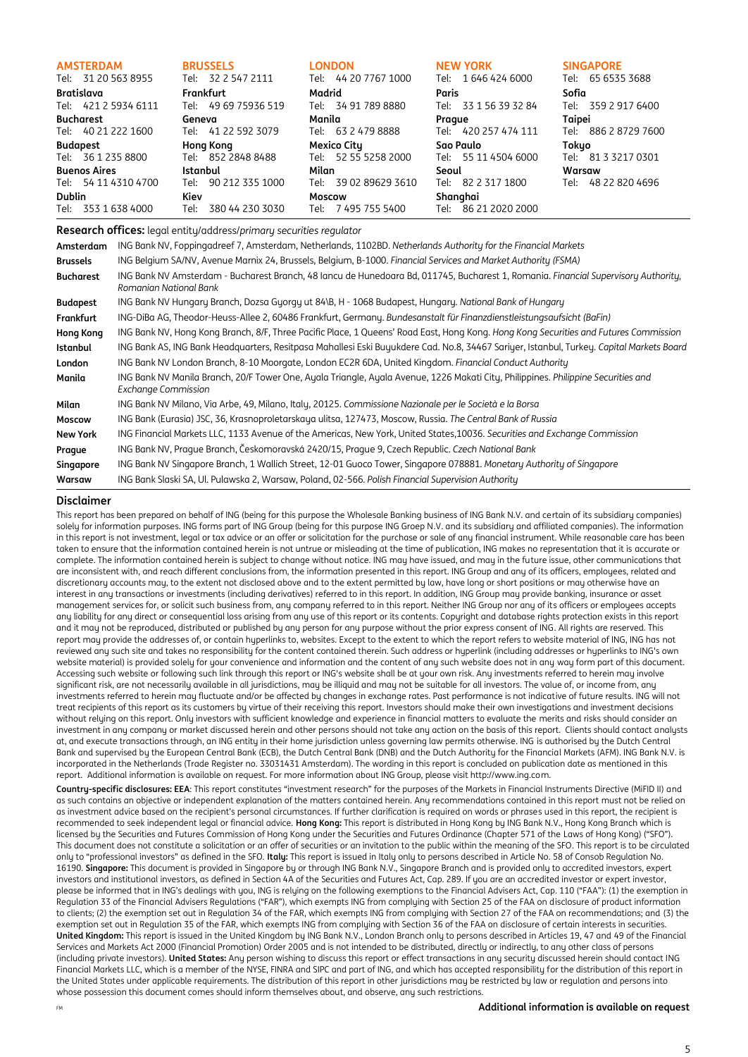| | | | | |
|---|---|---|---|---|
| **AMSTERDAM** Tel: 31 20 563 8955 | **BRUSSELS** Tel: 32 2 547 2111 | **LONDON** Tel: 44 20 7767 1000 | **NEW YORK** Tel: 1 646 424 6000 | **SINGAPORE** Tel: 65 6535 3688 |
| **Bratislava** Tel: 421 2 5934 6111 | **Frankfurt** Tel: 49 69 75936 519 | **Madrid** Tel: 34 91 789 8880 | **Paris** Tel: 33 1 56 39 32 84 | **Sofia** Tel: 359 2 917 6400 |
| **Bucharest** Tel: 40 21 222 1600 | **Geneva** Tel: 41 22 592 3079 | **Manila** Tel: 63 2 479 8888 | **Prague** Tel: 420 257 474 111 | **Taipei** Tel: 886 2 8729 7600 |
| **Budapest** Tel: 36 1 235 8800 | **Hong Kong** Tel: 852 2848 8488 | **Mexico City** Tel: 52 55 5258 2000 | **Sao Paulo** Tel: 55 11 4504 6000 | **Tokyo** Tel: 81 3 3217 0301 |
| **Buenos Aires** Tel: 54 11 4310 4700 | **Istanbul** Tel: 90 212 335 1000 | **Milan** Tel: 39 02 89629 3610 | **Seoul** Tel: 82 2 317 1800 | **Warsaw** Tel: 48 22 820 4696 |
| **Dublin** Tel: 353 1 638 4000 | **Kiev** Tel: 380 44 230 3030 | **Moscow** Tel: 7 495 755 5400 | **Shanghai** Tel: 86 21 2020 2000 | |

**Research offices:** legal entity/address/*primary securities regulator*

| | |
|---|---|
| **Amsterdam** | ING Bank NV, Foppingadreef 7, Amsterdam, Netherlands, 1102BD. *Netherlands Authority for the Financial Markets* |
| **Brussels** | ING Belgium SA/NV, Avenue Marnix 24, Brussels, Belgium, B-1000. *Financial Services and Market Authority (FSMA)* |
| **Bucharest** | ING Bank NV Amsterdam - Bucharest Branch, 48 Iancu de Hunedoara Bd, 011745, Bucharest 1, Romania. *Financial Supervisory Authority, Romanian National Bank* |
| **Budapest** | ING Bank NV Hungary Branch, Dozsa Gyorgy ut 84\B, H - 1068 Budapest, Hungary. *National Bank of Hungary* |
| **Frankfurt** | ING-DiBa AG, Theodor-Heuss-Allee 2, 60486 Frankfurt, Germany. *Bundesanstalt für Finanzdienstleistungsaufsicht (BaFin)* |
| **Hong Kong** | ING Bank NV, Hong Kong Branch, 8/F, Three Pacific Place, 1 Queens' Road East, Hong Kong. *Hong Kong Securities and Futures Commission* |
| **Istanbul** | ING Bank AS, ING Bank Headquarters, Resitpasa Mahallesi Eski Buyukdere Cad. No.8, 34467 Sariyer, Istanbul, Turkey. *Capital Markets Board* |
| **London** | ING Bank NV London Branch, 8-10 Moorgate, London EC2R 6DA, United Kingdom. *Financial Conduct Authority* |
| **Manila** | ING Bank NV Manila Branch, 20/F Tower One, Ayala Triangle, Ayala Avenue, 1226 Makati City, Philippines. *Philippine Securities and Exchange Commission* |
| **Milan** | ING Bank NV Milano, Via Arbe, 49, Milano, Italy, 20125. *Commissione Nazionale per le Società e la Borsa* |
| **Moscow** | ING Bank (Eurasia) JSC, 36, Krasnoproletarskaya ulitsa, 127473, Moscow, Russia. *The Central Bank of Russia* |
| **New York** | ING Financial Markets LLC, 1133 Avenue of the Americas, New York, United States,10036. *Securities and Exchange Commission* |
| **Prague** | ING Bank NV, Prague Branch, Českomoravská 2420/15, Prague 9, Czech Republic. *Czech National Bank* |
| **Singapore** | ING Bank NV Singapore Branch, 1 Wallich Street, 12-01 Guoco Tower, Singapore 078881. *Monetary Authority of Singapore* |
| **Warsaw** | ING Bank Slaski SA, Ul. Pulawska 2, Warsaw, Poland, 02-566. *Polish Financial Supervision Authority* |

## Disclaimer

This report has been prepared on behalf of ING (being for this purpose the Wholesale Banking business of ING Bank N.V. and certain of its subsidiary companies) solely for information purposes. ING forms part of ING Group (being for this purpose ING Groep N.V. and its subsidiary and affiliated companies). The information in this report is not investment, legal or tax advice or an offer or solicitation for the purchase or sale of any financial instrument. While reasonable care has been taken to ensure that the information contained herein is not untrue or misleading at the time of publication, ING makes no representation that it is accurate or complete. The information contained herein is subject to change without notice. ING may have issued, and may in the future issue, other communications that are inconsistent with, and reach different conclusions from, the information presented in this report. ING Group and any of its officers, employees, related and discretionary accounts may, to the extent not disclosed above and to the extent permitted by law, have long or short positions or may otherwise have an interest in any transactions or investments (including derivatives) referred to in this report. In addition, ING Group may provide banking, insurance or asset management services for, or solicit such business from, any company referred to in this report. Neither ING Group nor any of its officers or employees accepts any liability for any direct or consequential loss arising from any use of this report or its contents. Copyright and database rights protection exists in this report and it may not be reproduced, distributed or published by any person for any purpose without the prior express consent of ING. All rights are reserved. This report may provide the addresses of, or contain hyperlinks to, websites. Except to the extent to which the report refers to website material of ING, ING has not reviewed any such site and takes no responsibility for the content contained therein. Such address or hyperlink (including addresses or hyperlinks to ING's own website material) is provided solely for your convenience and information and the content of any such website does not in any way form part of this document. Accessing such website or following such link through this report or ING's website shall be at your own risk. Any investments referred to herein may involve significant risk, are not necessarily available in all jurisdictions, may be illiquid and may not be suitable for all investors. The value of, or income from, any investments referred to herein may fluctuate and/or be affected by changes in exchange rates. Past performance is not indicative of future results. ING will not treat recipients of this report as its customers by virtue of their receiving this report. Investors should make their own investigations and investment decisions without relying on this report. Only investors with sufficient knowledge and experience in financial matters to evaluate the merits and risks should consider an investment in any company or market discussed herein and other persons should not take any action on the basis of this report. Clients should contact analysts at, and execute transactions through, an ING entity in their home jurisdiction unless governing law permits otherwise. ING is authorised by the Dutch Central Bank and supervised by the European Central Bank (ECB), the Dutch Central Bank (DNB) and the Dutch Authority for the Financial Markets (AFM). ING Bank N.V. is incorporated in the Netherlands (Trade Register no. 33031431 Amsterdam). The wording in this report is concluded on publication date as mentioned in this report. Additional information is available on request. For more information about ING Group, please visit http://www.ing.com.

**Country-specific disclosures: EEA**: This report constitutes "investment research" for the purposes of the Markets in Financial Instruments Directive (MiFID II) and as such contains an objective or independent explanation of the matters contained herein. Any recommendations contained in this report must not be relied on as investment advice based on the recipient's personal circumstances. If further clarification is required on words or phrases used in this report, the recipient is recommended to seek independent legal or financial advice. **Hong Kong:** This report is distributed in Hong Kong by ING Bank N.V., Hong Kong Branch which is licensed by the Securities and Futures Commission of Hong Kong under the Securities and Futures Ordinance (Chapter 571 of the Laws of Hong Kong) ("SFO"). This document does not constitute a solicitation or an offer of securities or an invitation to the public within the meaning of the SFO. This report is to be circulated only to "professional investors" as defined in the SFO. **Italy:** This report is issued in Italy only to persons described in Article No. 58 of Consob Regulation No. 16190. **Singapore:** This document is provided in Singapore by or through ING Bank N.V., Singapore Branch and is provided only to accredited investors, expert investors and institutional investors, as defined in Section 4A of the Securities and Futures Act, Cap. 289. If you are an accredited investor or expert investor, please be informed that in ING's dealings with you, ING is relying on the following exemptions to the Financial Advisers Act, Cap. 110 ("FAA"): (1) the exemption in Regulation 33 of the Financial Advisers Regulations ("FAR"), which exempts ING from complying with Section 25 of the FAA on disclosure of product information to clients; (2) the exemption set out in Regulation 34 of the FAR, which exempts ING from complying with Section 27 of the FAA on recommendations; and (3) the exemption set out in Regulation 35 of the FAR, which exempts ING from complying with Section 36 of the FAA on disclosure of certain interests in securities. **United Kingdom:** This report is issued in the United Kingdom by ING Bank N.V., London Branch only to persons described in Articles 19, 47 and 49 of the Financial Services and Markets Act 2000 (Financial Promotion) Order 2005 and is not intended to be distributed, directly or indirectly, to any other class of persons (including private investors). **United States:** Any person wishing to discuss this report or effect transactions in any security discussed herein should contact ING Financial Markets LLC, which is a member of the NYSE, FINRA and SIPC and part of ING, and which has accepted responsibility for the distribution of this report in the United States under applicable requirements. The distribution of this report in other jurisdictions may be restricted by law or regulation and persons into whose possession this document comes should inform themselves about, and observe, any such restrictions.

FM

**Additional information is available on request**